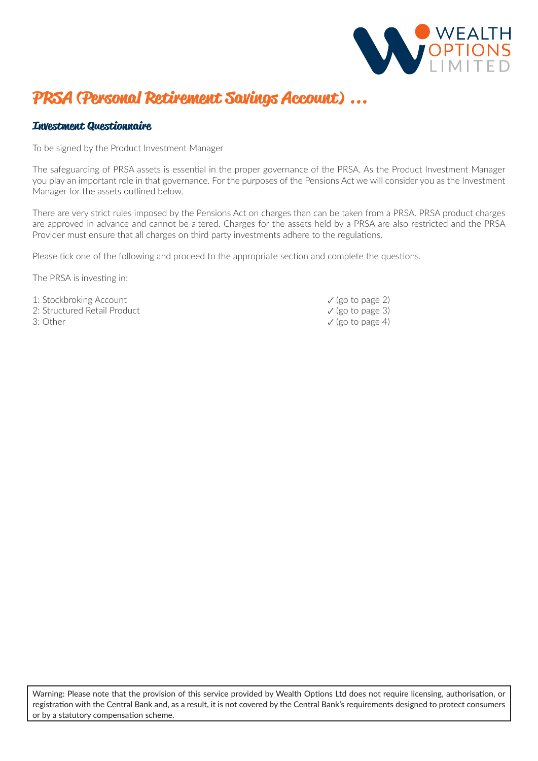# PRSA (Personal Retirement Savings Account) …

## Investment Questionnaire

To be signed by the Product Investment Manager

The safeguarding of PRSA assets is essential in the proper governance of the PRSA. As the Product Investment Manager you play an important role in that governance. For the purposes of the Pensions Act we will consider you as the Investment Manager for the assets outlined below.

There are very strict rules imposed by the Pensions Act on charges than can be taken from a PRSA. PRSA product charges are approved in advance and cannot be altered. Charges for the assets held by a PRSA are also restricted and the PRSA Provider must ensure that all charges on third party investments adhere to the regulations.

Please tick one of the following and proceed to the appropriate section and complete the questions.

The PRSA is investing in:

1: Stockbroking Account ✓ (go to page 2)
2: Structured Retail Product ✓ (go to page 3)
3: Other ✓ (go to page 4)

Warning: Please note that the provision of this service provided by Wealth Options Ltd does not require licensing, authorisation, or registration with the Central Bank and, as a result, it is not covered by the Central Bank's requirements designed to protect consumers or by a statutory compensation scheme.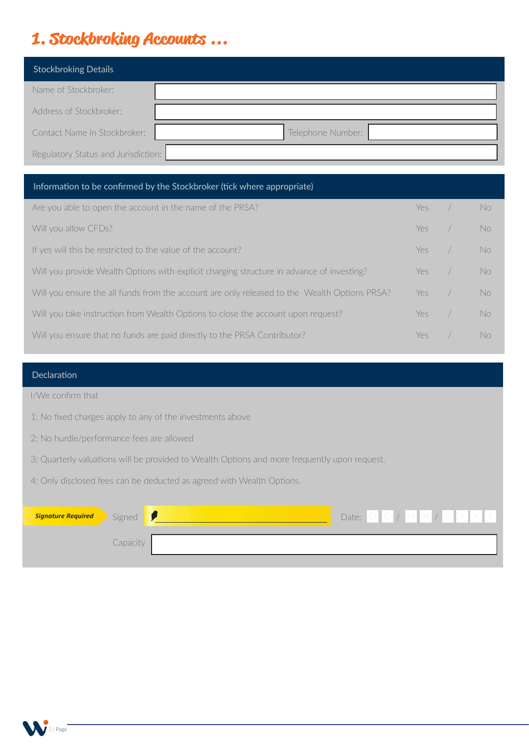# 1. Stockbroking Accounts ...

## Stockbroking Details

| | |
|---|---|
| Name of Stockbroker: | |
| Address of Stockbroker: | |
| Contact Name in Stockbroker: | Telephone Number: |
| Regulatory Status and Jurisdiction: | |

## Information to be confirmed by the Stockbroker (tick where appropriate)

| Question | Yes / No |
|---|---|
| Are you able to open the account in the name of the PRSA? | Yes / No |
| Will you allow CFDs? | Yes / No |
| If yes will this be restricted to the value of the account? | Yes / No |
| Will you provide Wealth Options with explicit charging structure in advance of investing? | Yes / No |
| Will you ensure the all funds from the account are only released to the Wealth Options PRSA? | Yes / No |
| Will you take instruction from Wealth Options to close the account upon request? | Yes / No |
| Will you ensure that no funds are paid directly to the PRSA Contributor? | Yes / No |

## Declaration

I/We confirm that

1: No fixed charges apply to any of the investments above

2: No hurdle/performance fees are allowed

3: Quarterly valuations will be provided to Wealth Options and more frequently upon request.

4: Only disclosed fees can be deducted as agreed with Wealth Options.

***Signature Required*** Signed ____________________ Date: D D / M M / Y Y Y Y

Capacity ____________________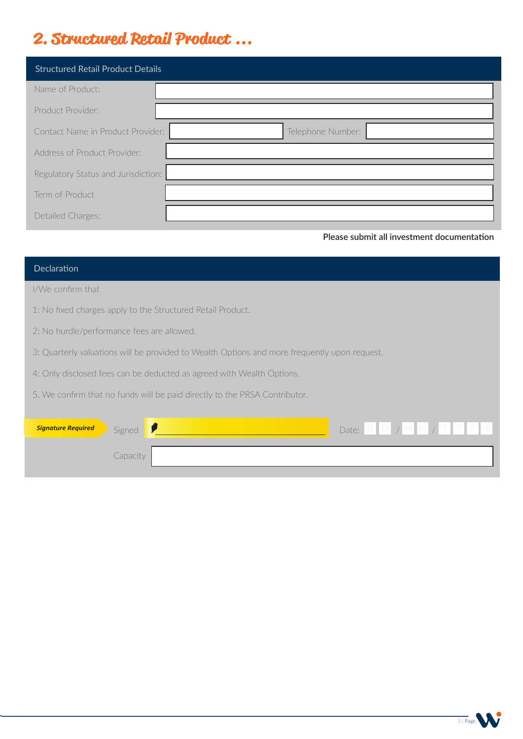## 2. Structured Retail Product ...

### Structured Retail Product Details

| | |
|---|---|
| Name of Product: | |
| Product Provider: | |
| Contact Name in Product Provider: | Telephone Number: |
| Address of Product Provider: | |
| Regulatory Status and Jurisdiction: | |
| Term of Product | |
| Detailed Charges: | |

**Please submit all investment documentation**

### Declaration

I/We confirm that

1: No fixed charges apply to the Structured Retail Product.

2: No hurdle/performance fees are allowed.

3: Quarterly valuations will be provided to Wealth Options and more frequently upon request.

4: Only disclosed fees can be deducted as agreed with Wealth Options.

5. We confirm that no funds will be paid directly to the PRSA Contributor.

***Signature Required*** Signed ______________________ Date: D D / M M / Y Y Y Y

Capacity ______________________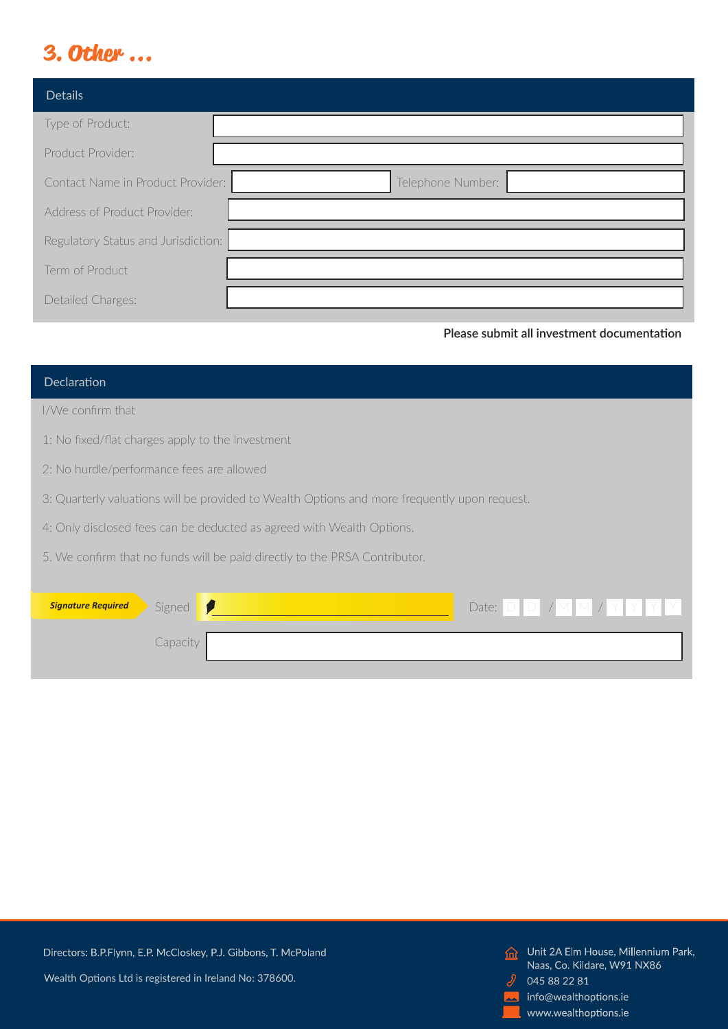# 3. Other ...

## Details

| | |
|---|---|
| Type of Product: | |
| Product Provider: | |
| Contact Name in Product Provider: | |
| Telephone Number: | |
| Address of Product Provider: | |
| Regulatory Status and Jurisdiction: | |
| Term of Product | |
| Detailed Charges: | |

**Please submit all investment documentation**

## Declaration

I/We confirm that

1: No fixed/flat charges apply to the Investment

2: No hurdle/performance fees are allowed

3: Quarterly valuations will be provided to Wealth Options and more frequently upon request.

4: Only disclosed fees can be deducted as agreed with Wealth Options.

5. We confirm that no funds will be paid directly to the PRSA Contributor.

***Signature Required*** Signed ____________________ Date: D D / M M / Y Y Y Y

Capacity ____________________

Directors: B.P.Flynn, E.P. McCloskey, P.J. Gibbons, T. McPoland

Wealth Options Ltd is registered in Ireland No: 378600.

Unit 2A Elm House, Millennium Park, Naas, Co. Kildare, W91 NX86

045 88 22 81

info@wealthoptions.ie

www.wealthoptions.ie